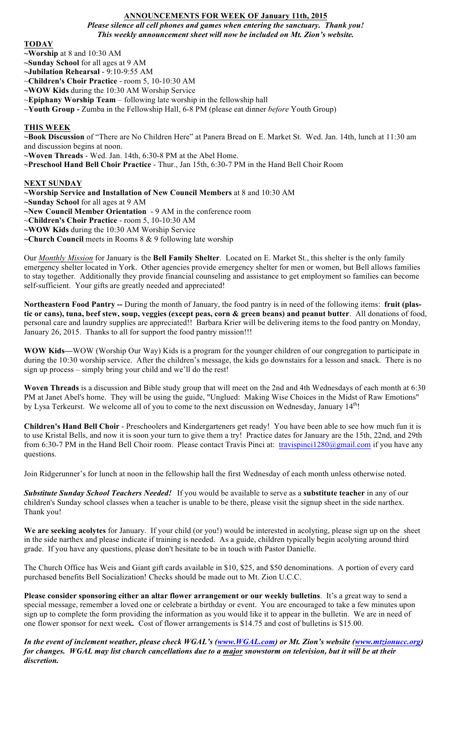# ANNOUNCEMENTS FOR WEEK OF January 11th, 2015

***Please silence all cell phones and games when entering the sanctuary. Thank you!***
***This weekly announcement sheet will now be included on Mt. Zion's website.***

## TODAY

~**Worship** at 8 and 10:30 AM
~**Sunday School** for all ages at 9 AM
~**Jubilation Rehearsal** - 9:10-9:55 AM
~**Children's Choir Practice** - room 5, 10-10:30 AM
~**WOW Kids** during the 10:30 AM Worship Service
~**Epiphany Worship Team** – following late worship in the fellowship hall
~**Youth Group -** Zumba in the Fellowship Hall, 6-8 PM (please eat dinner *before* Youth Group)

## THIS WEEK

~**Book Discussion** of "There are No Children Here" at Panera Bread on E. Market St. Wed. Jan. 14th, lunch at 11:30 am and discussion begins at noon.
~**Woven Threads** - Wed. Jan. 14th, 6:30-8 PM at the Abel Home.
~**Preschool Hand Bell Choir Practice** - Thur., Jan 15th, 6:30-7 PM in the Hand Bell Choir Room

## NEXT SUNDAY

~**Worship Service and Installation of New Council Members** at 8 and 10:30 AM
~**Sunday School** for all ages at 9 AM
~**New Council Member Orientation** - 9 AM in the conference room
~**Children's Choir Practice** - room 5, 10-10:30 AM
~**WOW Kids** during the 10:30 AM Worship Service
~**Church Council** meets in Rooms 8 & 9 following late worship

Our ***Monthly Mission*** for January is the **Bell Family Shelter**. Located on E. Market St., this shelter is the only family emergency shelter located in York. Other agencies provide emergency shelter for men or women, but Bell allows families to stay together. Additionally they provide financial counseling and assistance to get employment so families can become self-sufficient. Your gifts are greatly needed and appreciated!

**Northeastern Food Pantry --** During the month of January, the food pantry is in need of the following items: **fruit (plastic or cans), tuna, beef stew, soup, veggies (except peas, corn & green beans) and peanut butter**. All donations of food, personal care and laundry supplies are appreciated!! Barbara Krier will be delivering items to the food pantry on Monday, January 26, 2015. Thanks to all for support the food pantry mission!!!

**WOW Kids—**WOW (Worship Our Way) Kids is a program for the younger children of our congregation to participate in during the 10:30 worship service. After the children's message, the kids go downstairs for a lesson and snack. There is no sign up process – simply bring your child and we'll do the rest!

**Woven Threads** is a discussion and Bible study group that will meet on the 2nd and 4th Wednesdays of each month at 6:30 PM at Janet Abel's home. They will be using the guide, "Unglued: Making Wise Choices in the Midst of Raw Emotions" by Lysa Terkeurst. We welcome all of you to come to the next discussion on Wednesday, January 14th!

**Children's Hand Bell Choir** - Preschoolers and Kindergarteners get ready! You have been able to see how much fun it is to use Kristal Bells, and now it is soon your turn to give them a try! Practice dates for January are the 15th, 22nd, and 29th from 6:30-7 PM in the Hand Bell Choir room. Please contact Travis Pinci at: travispinci1280@gmail.com if you have any questions.

Join Ridgerunner's for lunch at noon in the fellowship hall the first Wednesday of each month unless otherwise noted.

***Substitute Sunday School Teachers Needed!*** If you would be available to serve as a **substitute teacher** in any of our children's Sunday school classes when a teacher is unable to be there, please visit the signup sheet in the side narthex. Thank you!

**We are seeking acolytes** for January. If your child (or you!) would be interested in acolyting, please sign up on the sheet in the side narthex and please indicate if training is needed. As a guide, children typically begin acolyting around third grade. If you have any questions, please don't hesitate to be in touch with Pastor Danielle.

The Church Office has Weis and Giant gift cards available in $10, $25, and $50 denominations. A portion of every card purchased benefits Bell Socialization! Checks should be made out to Mt. Zion U.C.C.

**Please consider sponsoring either an altar flower arrangement or our weekly bulletins**. It's a great way to send a special message, remember a loved one or celebrate a birthday or event. You are encouraged to take a few minutes upon sign up to complete the form providing the information as you would like it to appear in the bulletin. We are in need of one flower sponsor for next week**.** Cost of flower arrangements is $14.75 and cost of bulletins is $15.00.

***In the event of inclement weather, please check WGAL's (www.WGAL.com) or Mt. Zion's website (www.mtzionucc.org) for changes. WGAL may list church cancellations due to a major snowstorm on television, but it will be at their discretion.***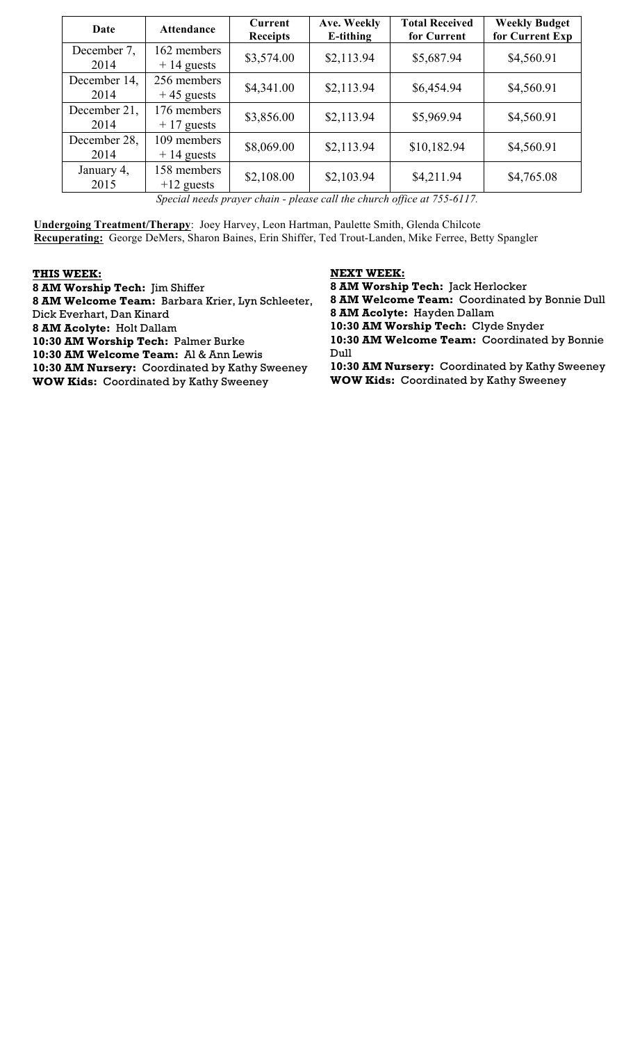| Date | Attendance | Current Receipts | Ave. Weekly E-tithing | Total Received for Current | Weekly Budget for Current Exp |
|---|---|---|---|---|---|
| December 7, 2014 | 162 members + 14 guests | $3,574.00 | $2,113.94 | $5,687.94 | $4,560.91 |
| December 14, 2014 | 256 members + 45 guests | $4,341.00 | $2,113.94 | $6,454.94 | $4,560.91 |
| December 21, 2014 | 176 members + 17 guests | $3,856.00 | $2,113.94 | $5,969.94 | $4,560.91 |
| December 28, 2014 | 109 members + 14 guests | $8,069.00 | $2,113.94 | $10,182.94 | $4,560.91 |
| January 4, 2015 | 158 members +12 guests | $2,108.00 | $2,103.94 | $4,211.94 | $4,765.08 |

*Special needs prayer chain - please call the church office at 755-6117.*

**Undergoing Treatment/Therapy**: Joey Harvey, Leon Hartman, Paulette Smith, Glenda Chilcote
**Recuperating:** George DeMers, Sharon Baines, Erin Shiffer, Ted Trout-Landen, Mike Ferree, Betty Spangler

**THIS WEEK:**

**8 AM Worship Tech:** Jim Shiffer
**8 AM Welcome Team:** Barbara Krier, Lyn Schleeter, Dick Everhart, Dan Kinard
**8 AM Acolyte:** Holt Dallam
**10:30 AM Worship Tech:** Palmer Burke
**10:30 AM Welcome Team:** Al & Ann Lewis
**10:30 AM Nursery:** Coordinated by Kathy Sweeney
**WOW Kids:** Coordinated by Kathy Sweeney

**NEXT WEEK:**

**8 AM Worship Tech:** Jack Herlocker
**8 AM Welcome Team:** Coordinated by Bonnie Dull
**8 AM Acolyte:** Hayden Dallam
**10:30 AM Worship Tech:** Clyde Snyder
**10:30 AM Welcome Team:** Coordinated by Bonnie Dull
**10:30 AM Nursery:** Coordinated by Kathy Sweeney
**WOW Kids:** Coordinated by Kathy Sweeney